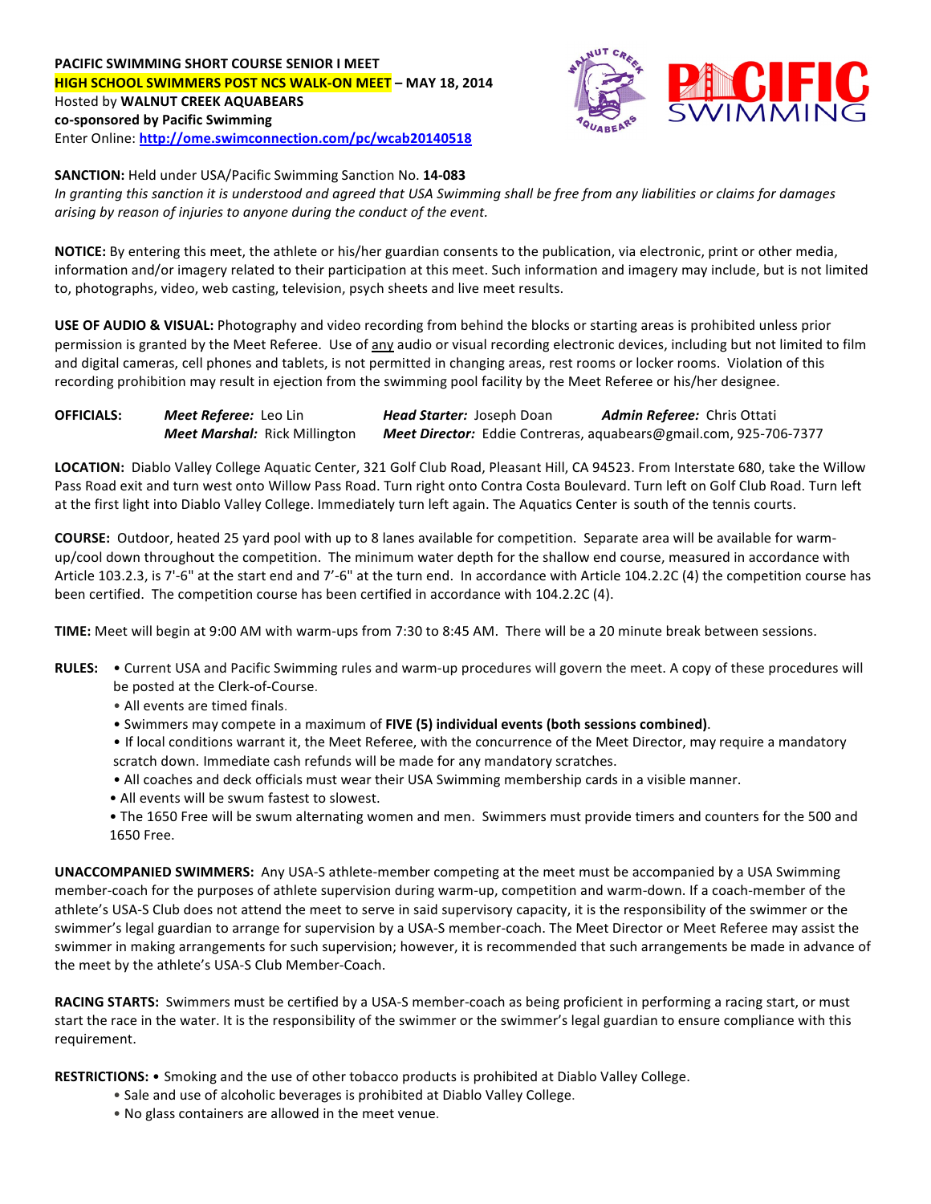**PACIFIC SWIMMING SHORT COURSE SENIOR I MEET**
**HIGH SCHOOL SWIMMERS POST NCS WALK-ON MEET – MAY 18, 2014**
Hosted by **WALNUT CREEK AQUABEARS**
**co-sponsored by Pacific Swimming**
Enter Online: **http://ome.swimconnection.com/pc/wcab20140518**

**SANCTION:** Held under USA/Pacific Swimming Sanction No. **14-083**
*In granting this sanction it is understood and agreed that USA Swimming shall be free from any liabilities or claims for damages arising by reason of injuries to anyone during the conduct of the event.*

**NOTICE:** By entering this meet, the athlete or his/her guardian consents to the publication, via electronic, print or other media, information and/or imagery related to their participation at this meet. Such information and imagery may include, but is not limited to, photographs, video, web casting, television, psych sheets and live meet results.

**USE OF AUDIO & VISUAL:** Photography and video recording from behind the blocks or starting areas is prohibited unless prior permission is granted by the Meet Referee. Use of any audio or visual recording electronic devices, including but not limited to film and digital cameras, cell phones and tablets, is not permitted in changing areas, rest rooms or locker rooms. Violation of this recording prohibition may result in ejection from the swimming pool facility by the Meet Referee or his/her designee.

**OFFICIALS:** *Meet Referee:* Leo Lin | *Head Starter:* Joseph Doan | *Admin Referee:* Chris Ottati
*Meet Marshal:* Rick Millington | *Meet Director:* Eddie Contreras, aquabears@gmail.com, 925-706-7377

**LOCATION:** Diablo Valley College Aquatic Center, 321 Golf Club Road, Pleasant Hill, CA 94523. From Interstate 680, take the Willow Pass Road exit and turn west onto Willow Pass Road. Turn right onto Contra Costa Boulevard. Turn left on Golf Club Road. Turn left at the first light into Diablo Valley College. Immediately turn left again. The Aquatics Center is south of the tennis courts.

**COURSE:** Outdoor, heated 25 yard pool with up to 8 lanes available for competition. Separate area will be available for warm-up/cool down throughout the competition. The minimum water depth for the shallow end course, measured in accordance with Article 103.2.3, is 7'-6" at the start end and 7'-6" at the turn end. In accordance with Article 104.2.2C (4) the competition course has been certified. The competition course has been certified in accordance with 104.2.2C (4).

**TIME:** Meet will begin at 9:00 AM with warm-ups from 7:30 to 8:45 AM. There will be a 20 minute break between sessions.

**RULES:**
- Current USA and Pacific Swimming rules and warm-up procedures will govern the meet. A copy of these procedures will be posted at the Clerk-of-Course.
- All events are timed finals.
- Swimmers may compete in a maximum of **FIVE (5) individual events (both sessions combined)**.
- If local conditions warrant it, the Meet Referee, with the concurrence of the Meet Director, may require a mandatory scratch down. Immediate cash refunds will be made for any mandatory scratches.
- All coaches and deck officials must wear their USA Swimming membership cards in a visible manner.
- All events will be swum fastest to slowest.
- The 1650 Free will be swum alternating women and men. Swimmers must provide timers and counters for the 500 and 1650 Free.

**UNACCOMPANIED SWIMMERS:** Any USA-S athlete-member competing at the meet must be accompanied by a USA Swimming member-coach for the purposes of athlete supervision during warm-up, competition and warm-down. If a coach-member of the athlete's USA-S Club does not attend the meet to serve in said supervisory capacity, it is the responsibility of the swimmer or the swimmer's legal guardian to arrange for supervision by a USA-S member-coach. The Meet Director or Meet Referee may assist the swimmer in making arrangements for such supervision; however, it is recommended that such arrangements be made in advance of the meet by the athlete's USA-S Club Member-Coach.

**RACING STARTS:** Swimmers must be certified by a USA-S member-coach as being proficient in performing a racing start, or must start the race in the water. It is the responsibility of the swimmer or the swimmer's legal guardian to ensure compliance with this requirement.

**RESTRICTIONS:**
- Smoking and the use of other tobacco products is prohibited at Diablo Valley College.
- Sale and use of alcoholic beverages is prohibited at Diablo Valley College.
- No glass containers are allowed in the meet venue.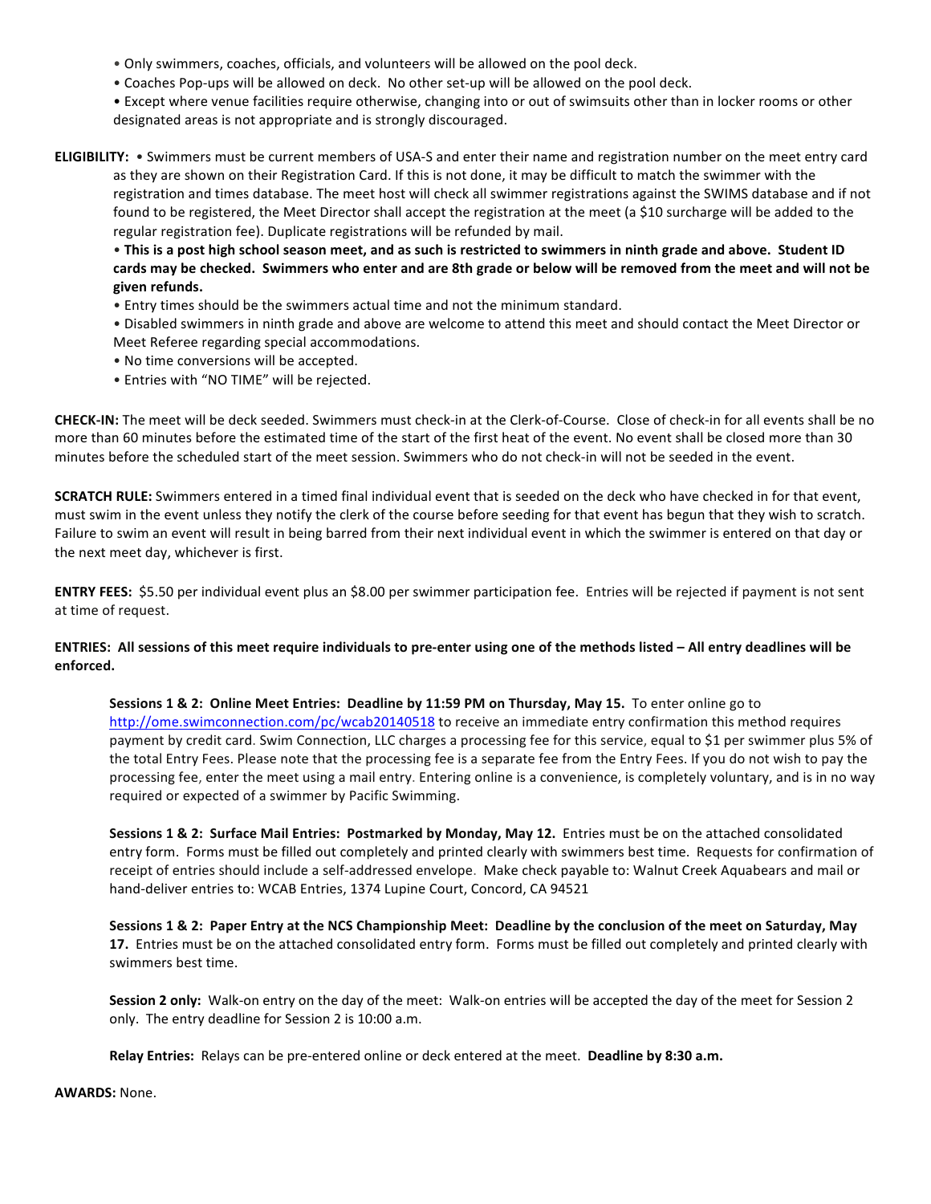- Only swimmers, coaches, officials, and volunteers will be allowed on the pool deck.
- Coaches Pop-ups will be allowed on deck. No other set-up will be allowed on the pool deck.
- Except where venue facilities require otherwise, changing into or out of swimsuits other than in locker rooms or other designated areas is not appropriate and is strongly discouraged.

**ELIGIBILITY:** • Swimmers must be current members of USA-S and enter their name and registration number on the meet entry card as they are shown on their Registration Card. If this is not done, it may be difficult to match the swimmer with the registration and times database. The meet host will check all swimmer registrations against the SWIMS database and if not found to be registered, the Meet Director shall accept the registration at the meet (a $10 surcharge will be added to the regular registration fee). Duplicate registrations will be refunded by mail.

- **This is a post high school season meet, and as such is restricted to swimmers in ninth grade and above. Student ID cards may be checked. Swimmers who enter and are 8th grade or below will be removed from the meet and will not be given refunds.**
- Entry times should be the swimmers actual time and not the minimum standard.
- Disabled swimmers in ninth grade and above are welcome to attend this meet and should contact the Meet Director or Meet Referee regarding special accommodations.
- No time conversions will be accepted.
- Entries with "NO TIME" will be rejected.

**CHECK-IN:** The meet will be deck seeded. Swimmers must check-in at the Clerk-of-Course. Close of check-in for all events shall be no more than 60 minutes before the estimated time of the start of the first heat of the event. No event shall be closed more than 30 minutes before the scheduled start of the meet session. Swimmers who do not check-in will not be seeded in the event.

**SCRATCH RULE:** Swimmers entered in a timed final individual event that is seeded on the deck who have checked in for that event, must swim in the event unless they notify the clerk of the course before seeding for that event has begun that they wish to scratch. Failure to swim an event will result in being barred from their next individual event in which the swimmer is entered on that day or the next meet day, whichever is first.

**ENTRY FEES:** $5.50 per individual event plus an $8.00 per swimmer participation fee. Entries will be rejected if payment is not sent at time of request.

**ENTRIES: All sessions of this meet require individuals to pre-enter using one of the methods listed – All entry deadlines will be enforced.**

**Sessions 1 & 2: Online Meet Entries: Deadline by 11:59 PM on Thursday, May 15.** To enter online go to http://ome.swimconnection.com/pc/wcab20140518 to receive an immediate entry confirmation this method requires payment by credit card. Swim Connection, LLC charges a processing fee for this service, equal to $1 per swimmer plus 5% of the total Entry Fees. Please note that the processing fee is a separate fee from the Entry Fees. If you do not wish to pay the processing fee, enter the meet using a mail entry. Entering online is a convenience, is completely voluntary, and is in no way required or expected of a swimmer by Pacific Swimming.

**Sessions 1 & 2: Surface Mail Entries: Postmarked by Monday, May 12.** Entries must be on the attached consolidated entry form. Forms must be filled out completely and printed clearly with swimmers best time. Requests for confirmation of receipt of entries should include a self-addressed envelope. Make check payable to: Walnut Creek Aquabears and mail or hand-deliver entries to: WCAB Entries, 1374 Lupine Court, Concord, CA 94521

**Sessions 1 & 2: Paper Entry at the NCS Championship Meet: Deadline by the conclusion of the meet on Saturday, May 17.** Entries must be on the attached consolidated entry form. Forms must be filled out completely and printed clearly with swimmers best time.

**Session 2 only:** Walk-on entry on the day of the meet: Walk-on entries will be accepted the day of the meet for Session 2 only. The entry deadline for Session 2 is 10:00 a.m.

**Relay Entries:** Relays can be pre-entered online or deck entered at the meet. **Deadline by 8:30 a.m.**

**AWARDS:** None.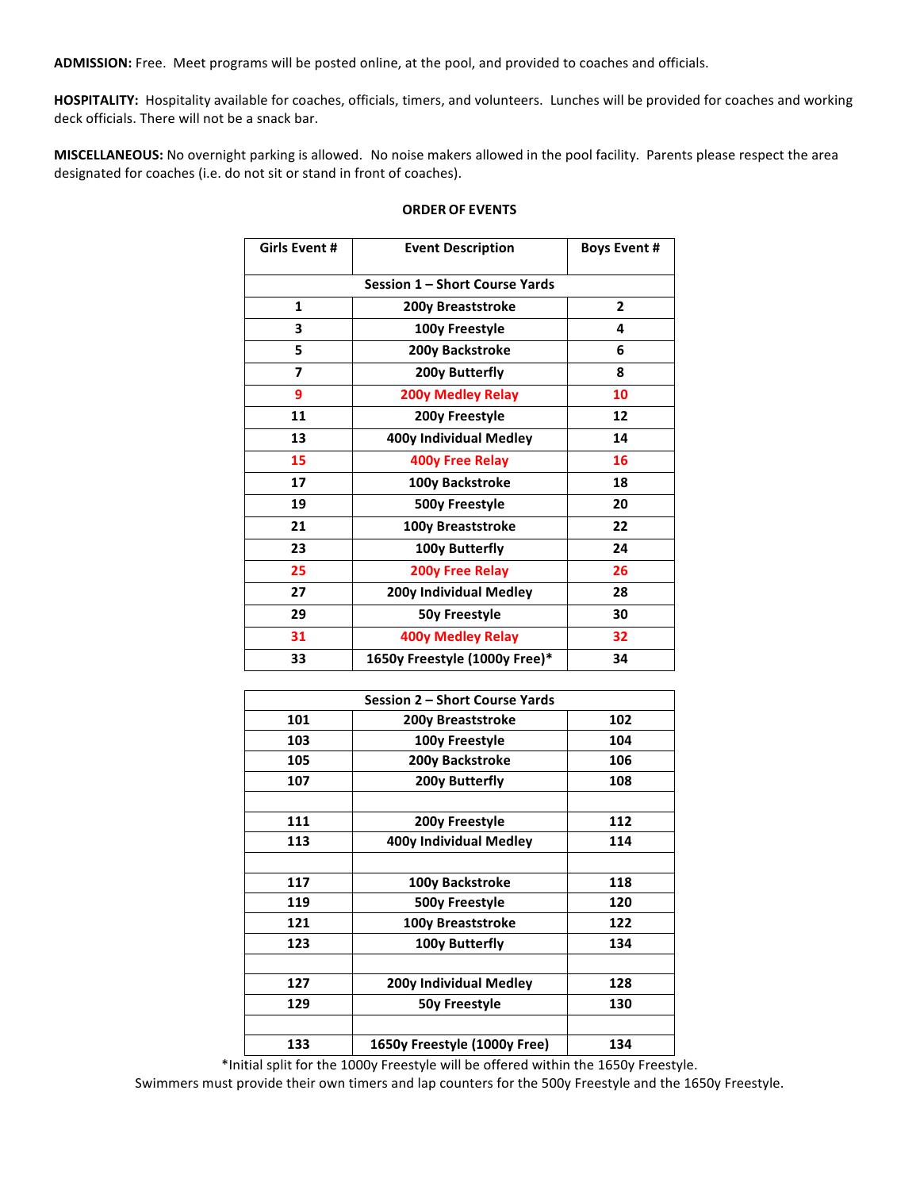**ADMISSION:** Free. Meet programs will be posted online, at the pool, and provided to coaches and officials.

**HOSPITALITY:** Hospitality available for coaches, officials, timers, and volunteers. Lunches will be provided for coaches and working deck officials. There will not be a snack bar.

**MISCELLANEOUS:** No overnight parking is allowed. No noise makers allowed in the pool facility. Parents please respect the area designated for coaches (i.e. do not sit or stand in front of coaches).

**ORDER OF EVENTS**

| Girls Event # | Event Description | Boys Event # |
|---|---|---|
| | **Session 1 – Short Course Yards** | |
| 1 | 200y Breaststroke | 2 |
| 3 | 100y Freestyle | 4 |
| 5 | 200y Backstroke | 6 |
| 7 | 200y Butterfly | 8 |
| 9 | 200y Medley Relay | 10 |
| 11 | 200y Freestyle | 12 |
| 13 | 400y Individual Medley | 14 |
| 15 | 400y Free Relay | 16 |
| 17 | 100y Backstroke | 18 |
| 19 | 500y Freestyle | 20 |
| 21 | 100y Breaststroke | 22 |
| 23 | 100y Butterfly | 24 |
| 25 | 200y Free Relay | 26 |
| 27 | 200y Individual Medley | 28 |
| 29 | 50y Freestyle | 30 |
| 31 | 400y Medley Relay | 32 |
| 33 | 1650y Freestyle (1000y Free)* | 34 |

| | **Session 2 – Short Course Yards** | |
|---|---|---|
| 101 | 200y Breaststroke | 102 |
| 103 | 100y Freestyle | 104 |
| 105 | 200y Backstroke | 106 |
| 107 | 200y Butterfly | 108 |
| | | |
| 111 | 200y Freestyle | 112 |
| 113 | 400y Individual Medley | 114 |
| | | |
| 117 | 100y Backstroke | 118 |
| 119 | 500y Freestyle | 120 |
| 121 | 100y Breaststroke | 122 |
| 123 | 100y Butterfly | 134 |
| | | |
| 127 | 200y Individual Medley | 128 |
| 129 | 50y Freestyle | 130 |
| | | |
| 133 | 1650y Freestyle (1000y Free) | 134 |

*Initial split for the 1000y Freestyle will be offered within the 1650y Freestyle.

Swimmers must provide their own timers and lap counters for the 500y Freestyle and the 1650y Freestyle.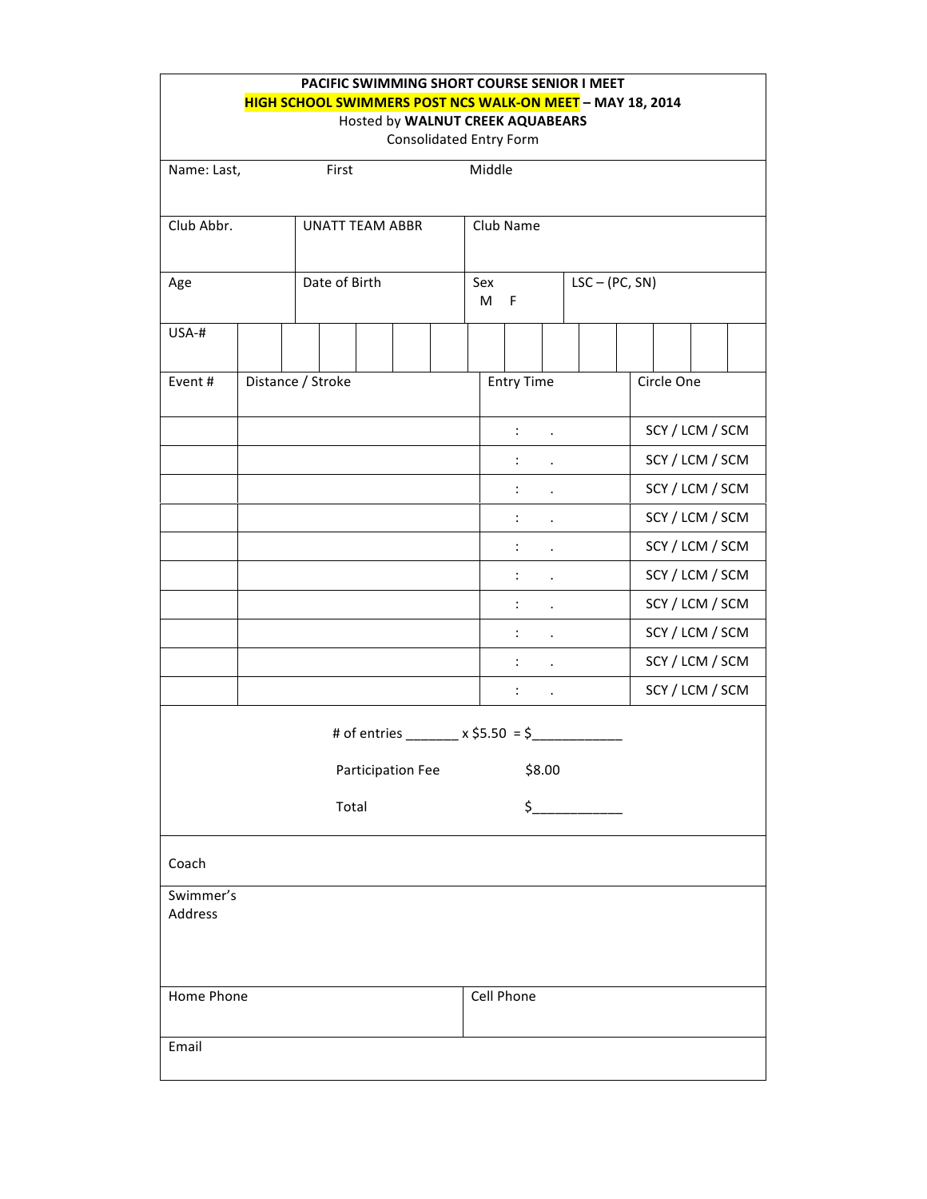**PACIFIC SWIMMING SHORT COURSE SENIOR I MEET**

**HIGH SCHOOL SWIMMERS POST NCS WALK-ON MEET – MAY 18, 2014**

Hosted by **WALNUT CREEK AQUABEARS**

Consolidated Entry Form

| Name: Last, | First | Middle |
|---|---|---|
| | | |

| Club Abbr. | UNATT TEAM ABBR | Club Name |
|---|---|---|
| | | |

| Age | Date of Birth | Sex M F | LSC – (PC, SN) |
|---|---|---|---|
| | | | |

| USA-# | | | | | | | | | | | | | | |
|---|---|---|---|---|---|---|---|---|---|---|---|---|---|---|

| Event # | Distance / Stroke | Entry Time | Circle One |
|---|---|---|---|
| | | : . | SCY / LCM / SCM |
| | | : . | SCY / LCM / SCM |
| | | : . | SCY / LCM / SCM |
| | | : . | SCY / LCM / SCM |
| | | : . | SCY / LCM / SCM |
| | | : . | SCY / LCM / SCM |
| | | : . | SCY / LCM / SCM |
| | | : . | SCY / LCM / SCM |
| | | : . | SCY / LCM / SCM |
| | | : . | SCY / LCM / SCM |

# of entries _______ x $5.50 = $____________

Participation Fee $8.00

Total $____________

Coach

Swimmer's Address

| Home Phone | Cell Phone |
|---|---|
| | |

Email